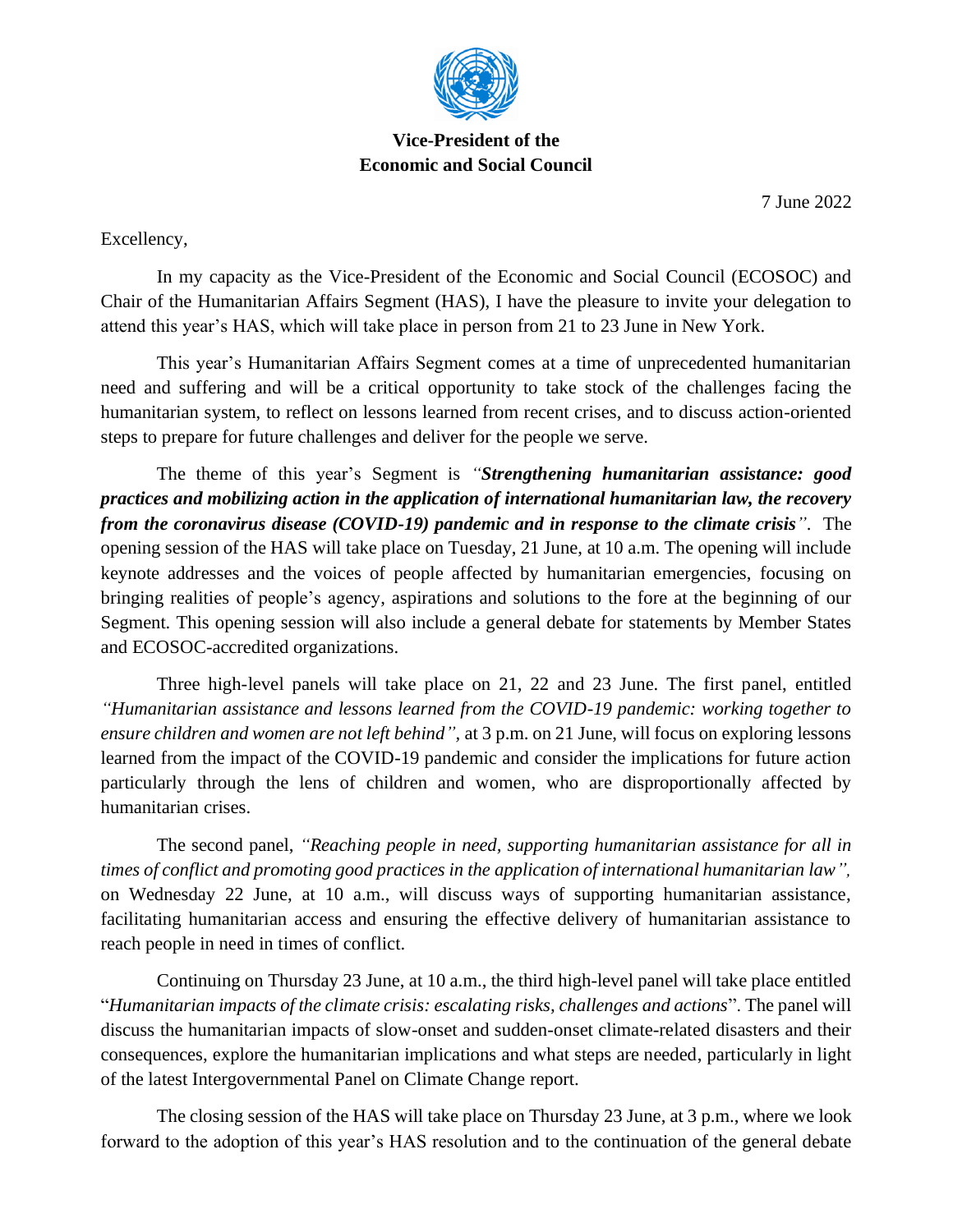**Vice-President of the**
**Economic and Social Council**

7 June 2022

Excellency,

In my capacity as the Vice-President of the Economic and Social Council (ECOSOC) and Chair of the Humanitarian Affairs Segment (HAS), I have the pleasure to invite your delegation to attend this year's HAS, which will take place in person from 21 to 23 June in New York.

This year's Humanitarian Affairs Segment comes at a time of unprecedented humanitarian need and suffering and will be a critical opportunity to take stock of the challenges facing the humanitarian system, to reflect on lessons learned from recent crises, and to discuss action-oriented steps to prepare for future challenges and deliver for the people we serve.

The theme of this year's Segment is *"**Strengthening humanitarian assistance: good practices and mobilizing action in the application of international humanitarian law, the recovery from the coronavirus disease (COVID-19) pandemic and in response to the climate crisis**"*. The opening session of the HAS will take place on Tuesday, 21 June, at 10 a.m. The opening will include keynote addresses and the voices of people affected by humanitarian emergencies, focusing on bringing realities of people's agency, aspirations and solutions to the fore at the beginning of our Segment. This opening session will also include a general debate for statements by Member States and ECOSOC-accredited organizations.

Three high-level panels will take place on 21, 22 and 23 June. The first panel, entitled *"Humanitarian assistance and lessons learned from the COVID-19 pandemic: working together to ensure children and women are not left behind"*, at 3 p.m. on 21 June, will focus on exploring lessons learned from the impact of the COVID-19 pandemic and consider the implications for future action particularly through the lens of children and women, who are disproportionally affected by humanitarian crises.

The second panel, *"Reaching people in need, supporting humanitarian assistance for all in times of conflict and promoting good practices in the application of international humanitarian law"*, on Wednesday 22 June, at 10 a.m., will discuss ways of supporting humanitarian assistance, facilitating humanitarian access and ensuring the effective delivery of humanitarian assistance to reach people in need in times of conflict.

Continuing on Thursday 23 June, at 10 a.m., the third high-level panel will take place entitled "*Humanitarian impacts of the climate crisis: escalating risks, challenges and actions*". The panel will discuss the humanitarian impacts of slow-onset and sudden-onset climate-related disasters and their consequences, explore the humanitarian implications and what steps are needed, particularly in light of the latest Intergovernmental Panel on Climate Change report.

The closing session of the HAS will take place on Thursday 23 June, at 3 p.m., where we look forward to the adoption of this year's HAS resolution and to the continuation of the general debate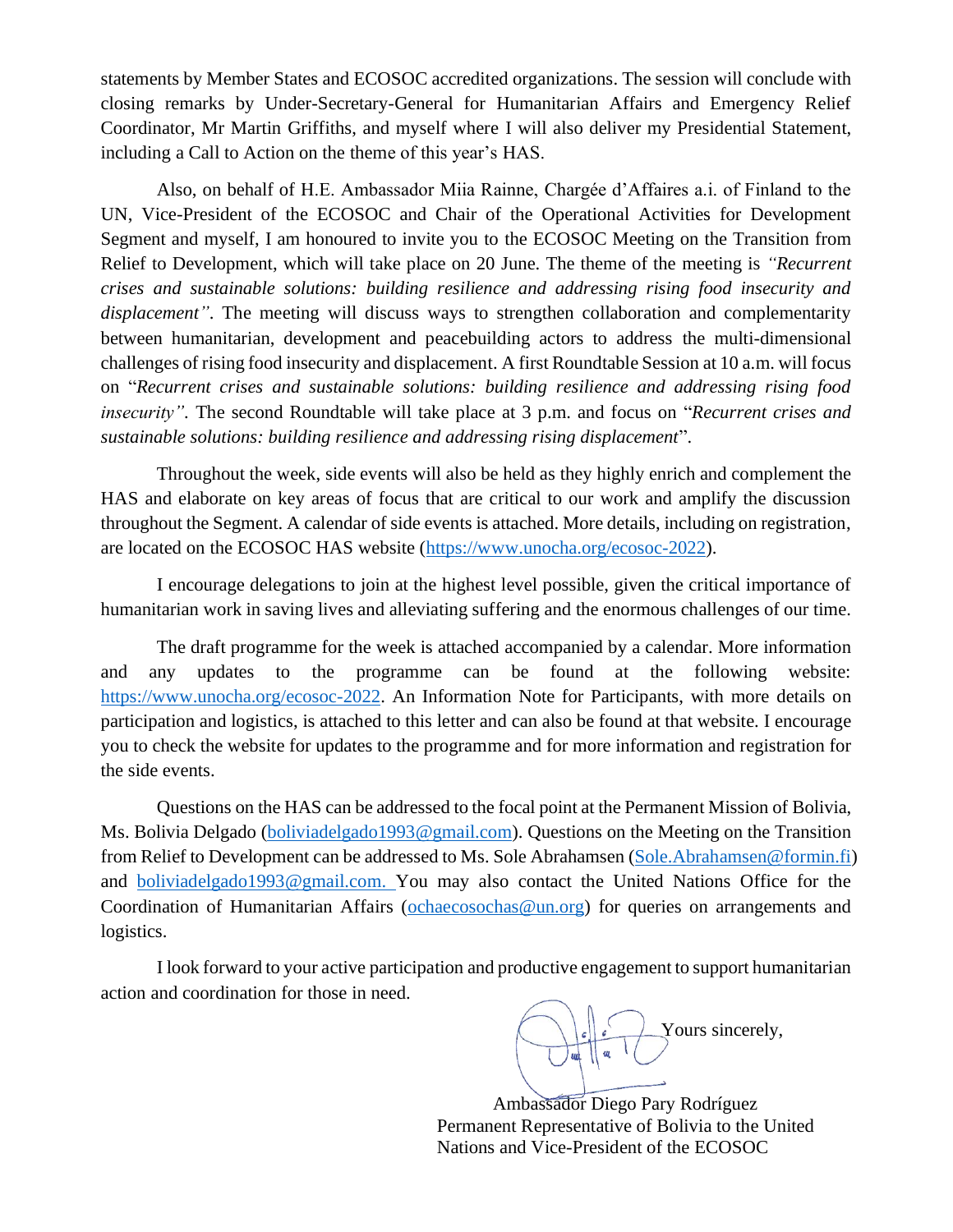statements by Member States and ECOSOC accredited organizations. The session will conclude with closing remarks by Under-Secretary-General for Humanitarian Affairs and Emergency Relief Coordinator, Mr Martin Griffiths, and myself where I will also deliver my Presidential Statement, including a Call to Action on the theme of this year's HAS.

Also, on behalf of H.E. Ambassador Miia Rainne, Chargée d'Affaires a.i. of Finland to the UN, Vice-President of the ECOSOC and Chair of the Operational Activities for Development Segment and myself, I am honoured to invite you to the ECOSOC Meeting on the Transition from Relief to Development, which will take place on 20 June. The theme of the meeting is *"Recurrent crises and sustainable solutions: building resilience and addressing rising food insecurity and displacement"*. The meeting will discuss ways to strengthen collaboration and complementarity between humanitarian, development and peacebuilding actors to address the multi-dimensional challenges of rising food insecurity and displacement. A first Roundtable Session at 10 a.m. will focus on "*Recurrent crises and sustainable solutions: building resilience and addressing rising food insecurity"*. The second Roundtable will take place at 3 p.m. and focus on "*Recurrent crises and sustainable solutions: building resilience and addressing rising displacement*".

Throughout the week, side events will also be held as they highly enrich and complement the HAS and elaborate on key areas of focus that are critical to our work and amplify the discussion throughout the Segment. A calendar of side events is attached. More details, including on registration, are located on the ECOSOC HAS website (https://www.unocha.org/ecosoc-2022).

I encourage delegations to join at the highest level possible, given the critical importance of humanitarian work in saving lives and alleviating suffering and the enormous challenges of our time.

The draft programme for the week is attached accompanied by a calendar. More information and any updates to the programme can be found at the following website: https://www.unocha.org/ecosoc-2022. An Information Note for Participants, with more details on participation and logistics, is attached to this letter and can also be found at that website. I encourage you to check the website for updates to the programme and for more information and registration for the side events.

Questions on the HAS can be addressed to the focal point at the Permanent Mission of Bolivia, Ms. Bolivia Delgado (boliviadelgado1993@gmail.com). Questions on the Meeting on the Transition from Relief to Development can be addressed to Ms. Sole Abrahamsen (Sole.Abrahamsen@formin.fi) and boliviadelgado1993@gmail.com. You may also contact the United Nations Office for the Coordination of Humanitarian Affairs (ochaecosochas@un.org) for queries on arrangements and logistics.

I look forward to your active participation and productive engagement to support humanitarian action and coordination for those in need.

Yours sincerely,

Ambassador Diego Pary Rodríguez
Permanent Representative of Bolivia to the United Nations and Vice-President of the ECOSOC